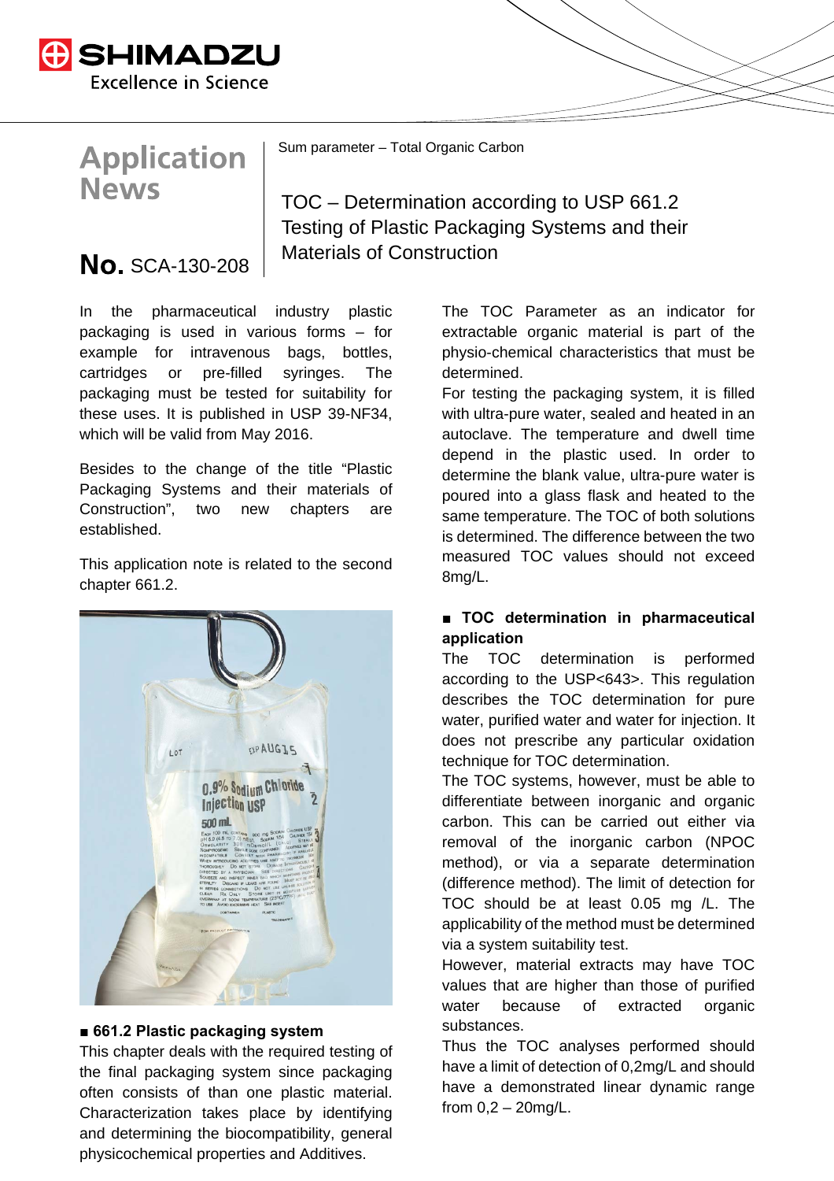Application News

No. SCA-130-208

Sum parameter – Total Organic Carbon

# TOC – Determination according to USP 661.2 Testing of Plastic Packaging Systems and their Materials of Construction

In the pharmaceutical industry plastic packaging is used in various forms – for example for intravenous bags, bottles, cartridges or pre-filled syringes. The packaging must be tested for suitability for these uses. It is published in USP 39-NF34, which will be valid from May 2016.

Besides to the change of the title "Plastic Packaging Systems and their materials of Construction", two new chapters are established.

This application note is related to the second chapter 661.2.

## ■ 661.2 Plastic packaging system

This chapter deals with the required testing of the final packaging system since packaging often consists of than one plastic material. Characterization takes place by identifying and determining the biocompatibility, general physicochemical properties and Additives.

The TOC Parameter as an indicator for extractable organic material is part of the physio-chemical characteristics that must be determined.

For testing the packaging system, it is filled with ultra-pure water, sealed and heated in an autoclave. The temperature and dwell time depend in the plastic used. In order to determine the blank value, ultra-pure water is poured into a glass flask and heated to the same temperature. The TOC of both solutions is determined. The difference between the two measured TOC values should not exceed 8mg/L.

## ■ TOC determination in pharmaceutical application

The TOC determination is performed according to the USP<643>. This regulation describes the TOC determination for pure water, purified water and water for injection. It does not prescribe any particular oxidation technique for TOC determination.

The TOC systems, however, must be able to differentiate between inorganic and organic carbon. This can be carried out either via removal of the inorganic carbon (NPOC method), or via a separate determination (difference method). The limit of detection for TOC should be at least 0.05 mg /L. The applicability of the method must be determined via a system suitability test.

However, material extracts may have TOC values that are higher than those of purified water because of extracted organic substances.

Thus the TOC analyses performed should have a limit of detection of 0,2mg/L and should have a demonstrated linear dynamic range from 0,2 – 20mg/L.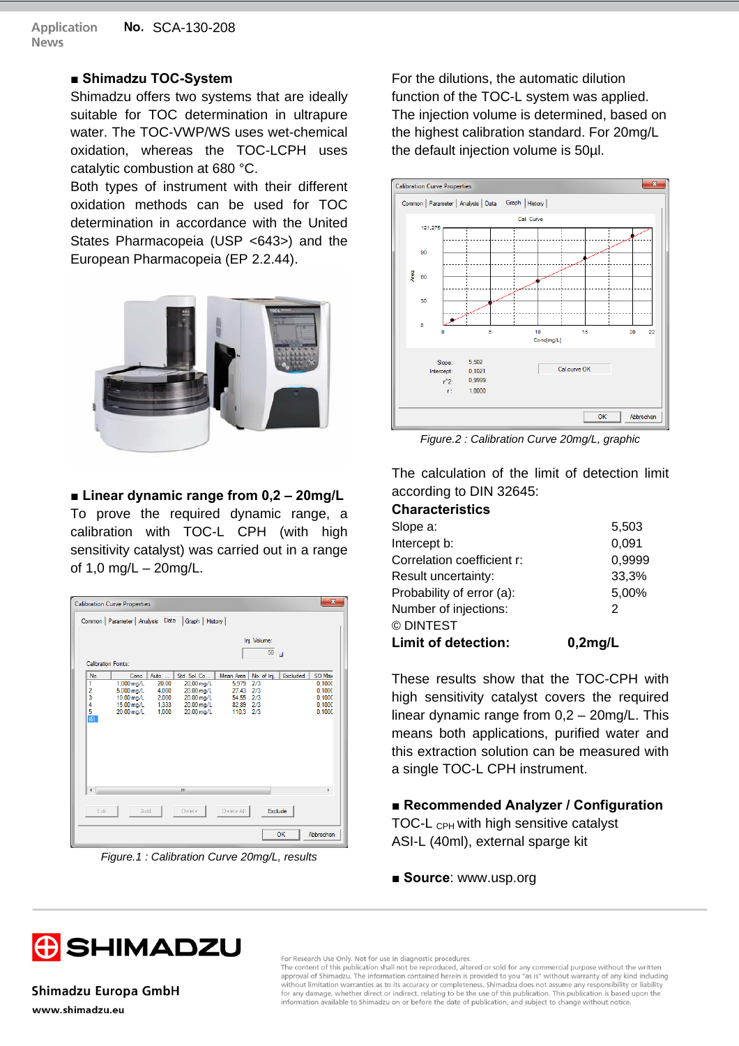**■ Shimadzu TOC-System**

Shimadzu offers two systems that are ideally suitable for TOC determination in ultrapure water. The TOC-VWP/WS uses wet-chemical oxidation, whereas the TOC-LCPH uses catalytic combustion at 680 °C.

Both types of instrument with their different oxidation methods can be used for TOC determination in accordance with the United States Pharmacopeia (USP <643>) and the European Pharmacopeia (EP 2.2.44).

**■ Linear dynamic range from 0,2 – 20mg/L**

To prove the required dynamic range, a calibration with TOC-L CPH (with high sensitivity catalyst) was carried out in a range of 1,0 mg/L – 20mg/L.

Figure.1 : Calibration Curve 20mg/L, results

For the dilutions, the automatic dilution function of the TOC-L system was applied. The injection volume is determined, based on the highest calibration standard. For 20mg/L the default injection volume is 50µl.

Figure.2 : Calibration Curve 20mg/L, graphic

The calculation of the limit of detection limit according to DIN 32645:

**Characteristics**

| | |
|---|---|
| Slope a: | 5,503 |
| Intercept b: | 0,091 |
| Correlation coefficient r: | 0,9999 |
| Result uncertainty: | 33,3% |
| Probability of error (a): | 5,00% |
| Number of injections: | 2 |

© DINTEST

**Limit of detection: 0,2mg/L**

These results show that the TOC-CPH with high sensitivity catalyst covers the required linear dynamic range from 0,2 – 20mg/L. This means both applications, purified water and this extraction solution can be measured with a single TOC-L CPH instrument.

**■ Recommended Analyzer / Configuration**

TOC-L $_{CPH}$ with high sensitive catalyst
ASI-L (40ml), external sparge kit

**■ Source**: www.usp.org

Shimadzu Europa GmbH
www.shimadzu.eu

For Research Use Only. Not for use in diagnostic procedures.
The content of this publication shall not be reproduced, altered or sold for any commercial purpose without the written approval of Shimadzu. The information contained herein is provided to you "as is" without warranty of any kind including without limitation warranties as to its accuracy or completeness. Shimadzu does not assume any responsibility or liability for any damage, whether direct or indirect, relating to the use of this publication. This publication is based upon the information available to Shimadzu on or before the date of publication, and subject to change without notice.